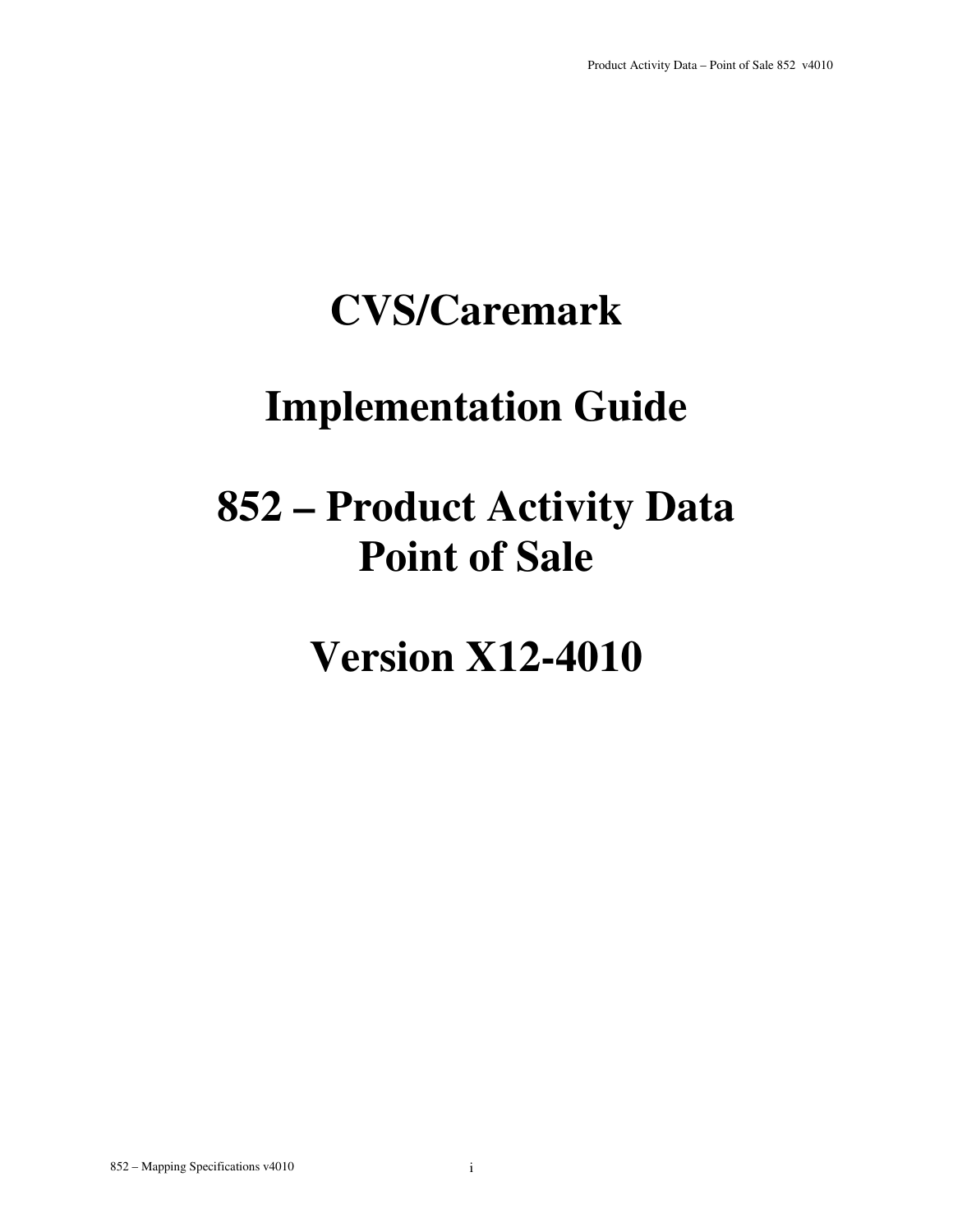# CVS/Caremark

# Implementation Guide

# 852 – Product Activity Data Point of Sale

# Version X12-4010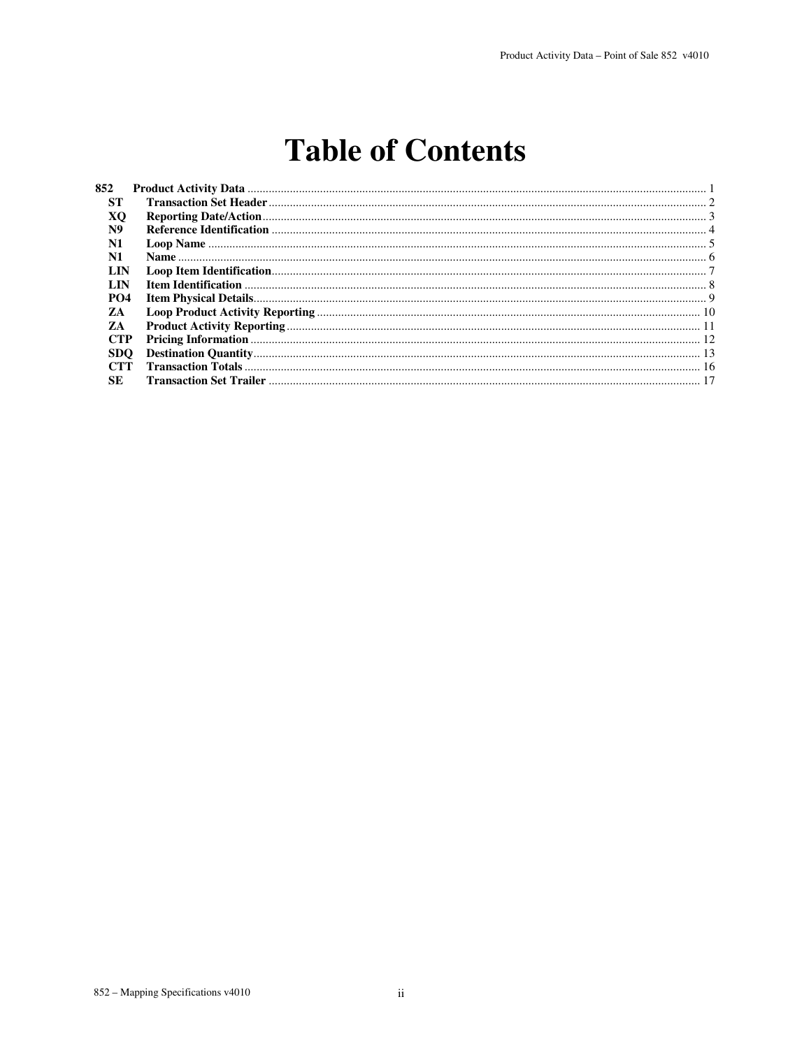# Table of Contents

| | | |
|---|---|---|
| **852** | **Product Activity Data** | 1 |
| **ST** | **Transaction Set Header** | 2 |
| **XQ** | **Reporting Date/Action** | 3 |
| **N9** | **Reference Identification** | 4 |
| **N1** | **Loop Name** | 5 |
| **N1** | **Name** | 6 |
| **LIN** | **Loop Item Identification** | 7 |
| **LIN** | **Item Identification** | 8 |
| **PO4** | **Item Physical Details** | 9 |
| **ZA** | **Loop Product Activity Reporting** | 10 |
| **ZA** | **Product Activity Reporting** | 11 |
| **CTP** | **Pricing Information** | 12 |
| **SDQ** | **Destination Quantity** | 13 |
| **CTT** | **Transaction Totals** | 16 |
| **SE** | **Transaction Set Trailer** | 17 |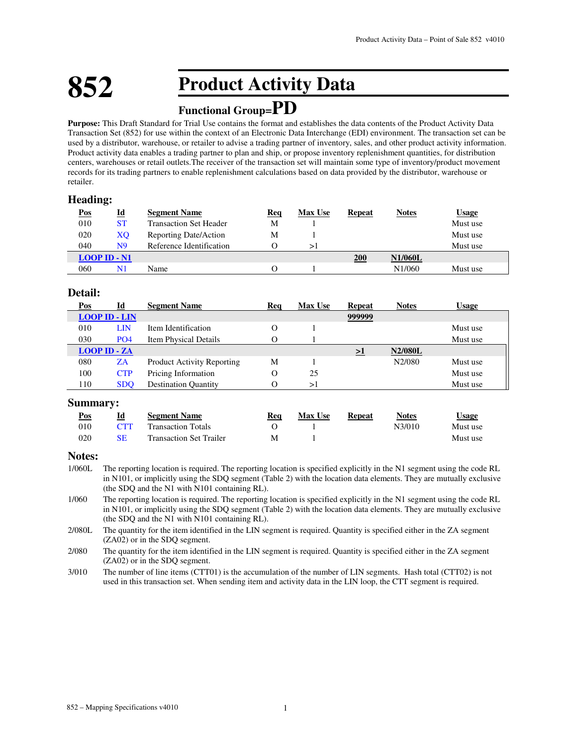# 852 Product Activity Data

## Functional Group=PD

**Purpose:** This Draft Standard for Trial Use contains the format and establishes the data contents of the Product Activity Data Transaction Set (852) for use within the context of an Electronic Data Interchange (EDI) environment. The transaction set can be used by a distributor, warehouse, or retailer to advise a trading partner of inventory, sales, and other product activity information. Product activity data enables a trading partner to plan and ship, or propose inventory replenishment quantities, for distribution centers, warehouses or retail outlets.The receiver of the transaction set will maintain some type of inventory/product movement records for its trading partners to enable replenishment calculations based on data provided by the distributor, warehouse or retailer.

### Heading:

| Pos | Id | Segment Name | Req | Max Use | Repeat | Notes | Usage |
|---|---|---|---|---|---|---|---|
| 010 | ST | Transaction Set Header | M | 1 | | | Must use |
| 020 | XQ | Reporting Date/Action | M | 1 | | | Must use |
| 040 | N9 | Reference Identification | O | >1 | | | Must use |
| **LOOP ID - N1** | | | | | **200** | **N1/060L** | |
| 060 | N1 | Name | O | 1 | | N1/060 | Must use |

### Detail:

| Pos | Id | Segment Name | Req | Max Use | Repeat | Notes | Usage |
|---|---|---|---|---|---|---|---|
| **LOOP ID - LIN** | | | | | **999999** | | |
| 010 | LIN | Item Identification | O | 1 | | | Must use |
| 030 | PO4 | Item Physical Details | O | 1 | | | Must use |
| **LOOP ID - ZA** | | | | | **>1** | **N2/080L** | |
| 080 | ZA | Product Activity Reporting | M | 1 | | N2/080 | Must use |
| 100 | CTP | Pricing Information | O | 25 | | | Must use |
| 110 | SDQ | Destination Quantity | O | >1 | | | Must use |

### Summary:

| Pos | Id | Segment Name | Req | Max Use | Repeat | Notes | Usage |
|---|---|---|---|---|---|---|---|
| 010 | CTT | Transaction Totals | O | 1 | | N3/010 | Must use |
| 020 | SE | Transaction Set Trailer | M | 1 | | | Must use |

### Notes:

1/060L The reporting location is required. The reporting location is specified explicitly in the N1 segment using the code RL in N101, or implicitly using the SDQ segment (Table 2) with the location data elements. They are mutually exclusive (the SDQ and the N1 with N101 containing RL).

1/060 The reporting location is required. The reporting location is specified explicitly in the N1 segment using the code RL in N101, or implicitly using the SDQ segment (Table 2) with the location data elements. They are mutually exclusive (the SDQ and the N1 with N101 containing RL).

2/080L The quantity for the item identified in the LIN segment is required. Quantity is specified either in the ZA segment (ZA02) or in the SDQ segment.

2/080 The quantity for the item identified in the LIN segment is required. Quantity is specified either in the ZA segment (ZA02) or in the SDQ segment.

3/010 The number of line items (CTT01) is the accumulation of the number of LIN segments. Hash total (CTT02) is not used in this transaction set. When sending item and activity data in the LIN loop, the CTT segment is required.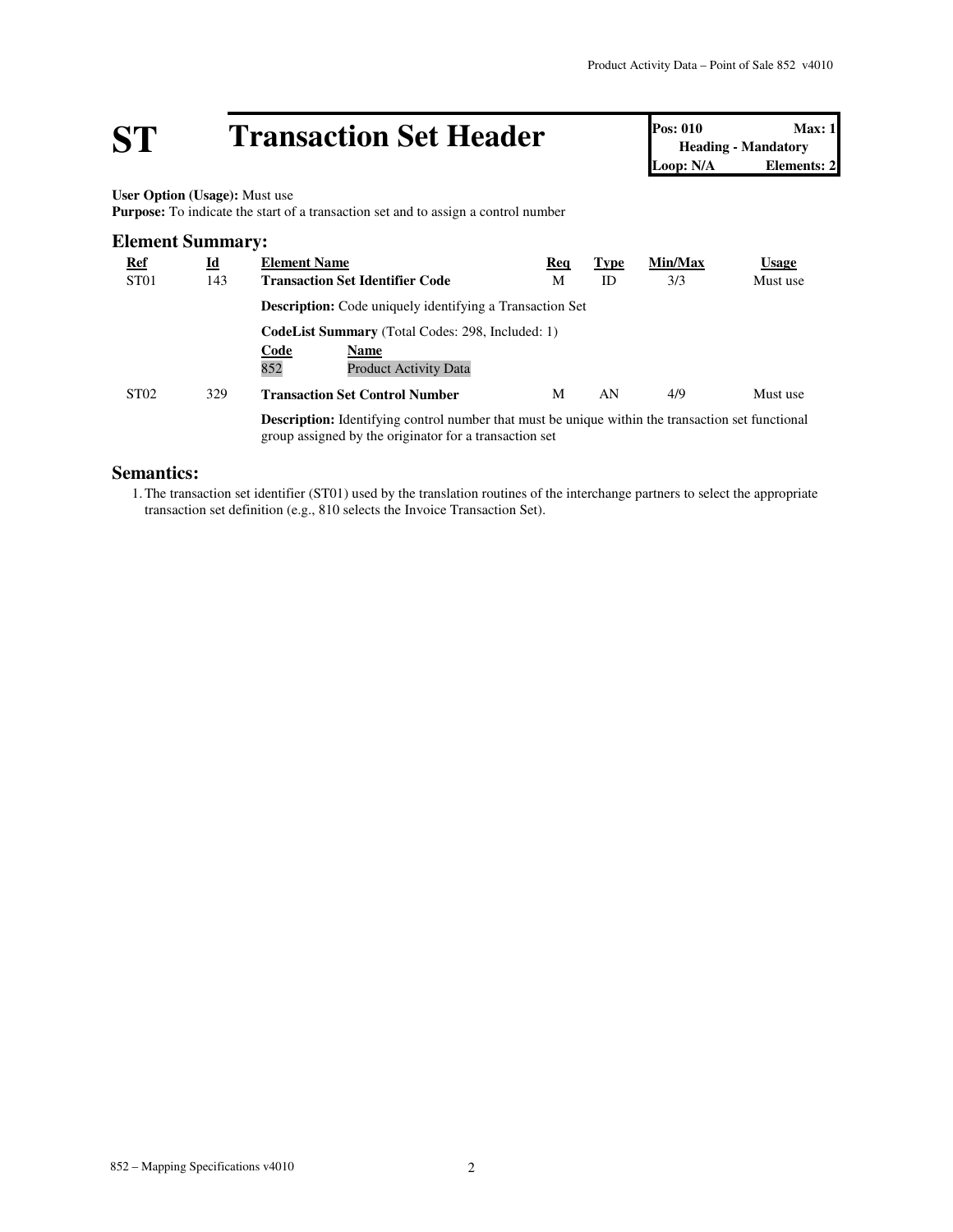# ST Transaction Set Header

| Pos: 010 | Max: 1 |
| --- | --- |
| Heading - Mandatory | |
| Loop: N/A | Elements: 2 |

**User Option (Usage):** Must use
**Purpose:** To indicate the start of a transaction set and to assign a control number

## Element Summary:

| Ref | Id | Element Name | Req | Type | Min/Max | Usage |
| --- | --- | --- | --- | --- | --- | --- |
| ST01 | 143 | **Transaction Set Identifier Code** | M | ID | 3/3 | Must use |
| | | **Description:** Code uniquely identifying a Transaction Set | | | | |
| | | **CodeList Summary** (Total Codes: 298, Included: 1) | | | | |
| | | **Code** / **Name** | | | | |
| | | 852 / Product Activity Data | | | | |
| ST02 | 329 | **Transaction Set Control Number** | M | AN | 4/9 | Must use |
| | | **Description:** Identifying control number that must be unique within the transaction set functional group assigned by the originator for a transaction set | | | | |

## Semantics:

1. The transaction set identifier (ST01) used by the translation routines of the interchange partners to select the appropriate transaction set definition (e.g., 810 selects the Invoice Transaction Set).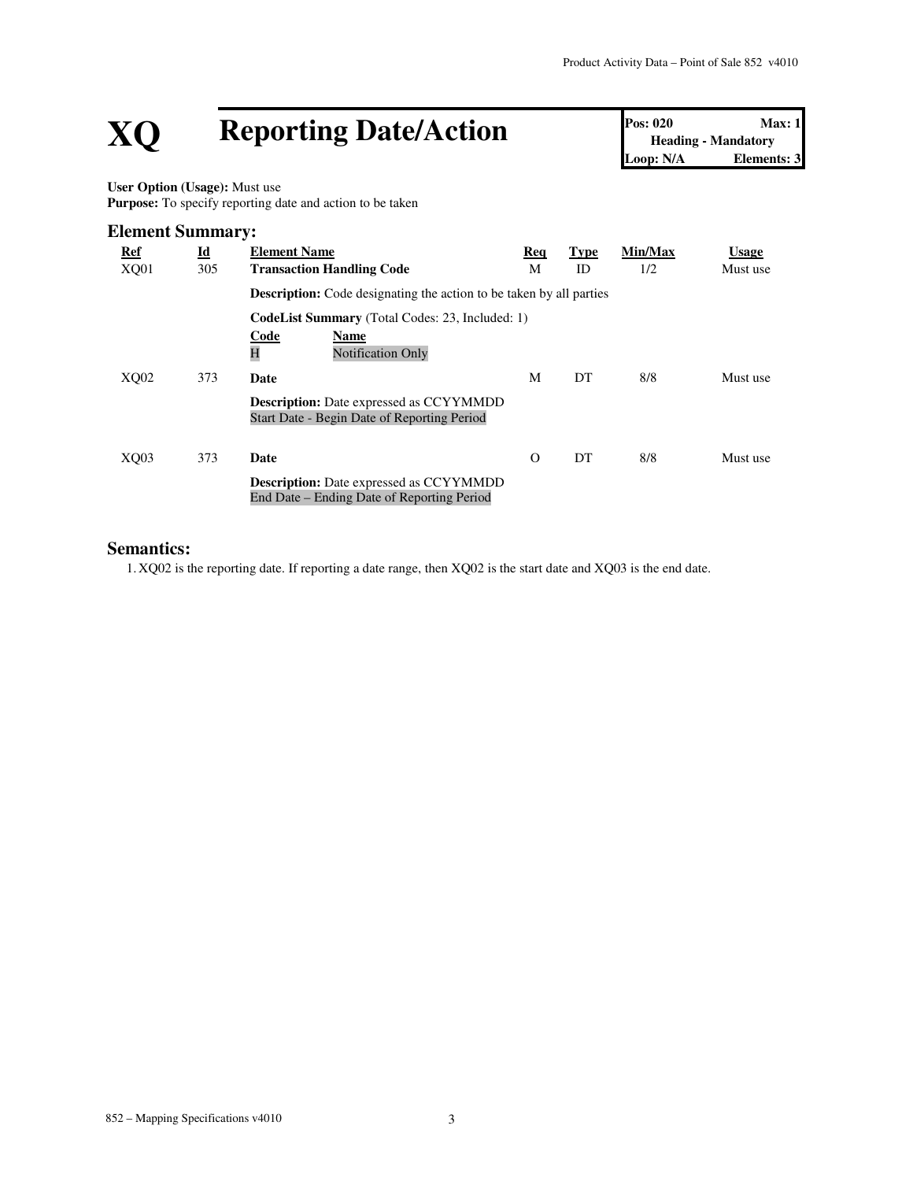# XQ Reporting Date/Action

| Pos: 020 | Max: 1 |
| --- | --- |
| Heading - Mandatory | |
| Loop: N/A | Elements: 3 |

**User Option (Usage):** Must use
**Purpose:** To specify reporting date and action to be taken

## Element Summary:

| Ref | Id | Element Name | Req | Type | Min/Max | Usage |
| --- | --- | --- | --- | --- | --- | --- |
| XQ01 | 305 | **Transaction Handling Code** | M | ID | 1/2 | Must use |
| | | **Description:** Code designating the action to be taken by all parties | | | | |
| | | **CodeList Summary** (Total Codes: 23, Included: 1) | | | | |
| | | **Code** / **Name** | | | | |
| | | H / Notification Only | | | | |
| XQ02 | 373 | **Date** | M | DT | 8/8 | Must use |
| | | **Description:** Date expressed as CCYYMMDD<br>Start Date - Begin Date of Reporting Period | | | | |
| XQ03 | 373 | **Date** | O | DT | 8/8 | Must use |
| | | **Description:** Date expressed as CCYYMMDD<br>End Date – Ending Date of Reporting Period | | | | |

## Semantics:

1. XQ02 is the reporting date. If reporting a date range, then XQ02 is the start date and XQ03 is the end date.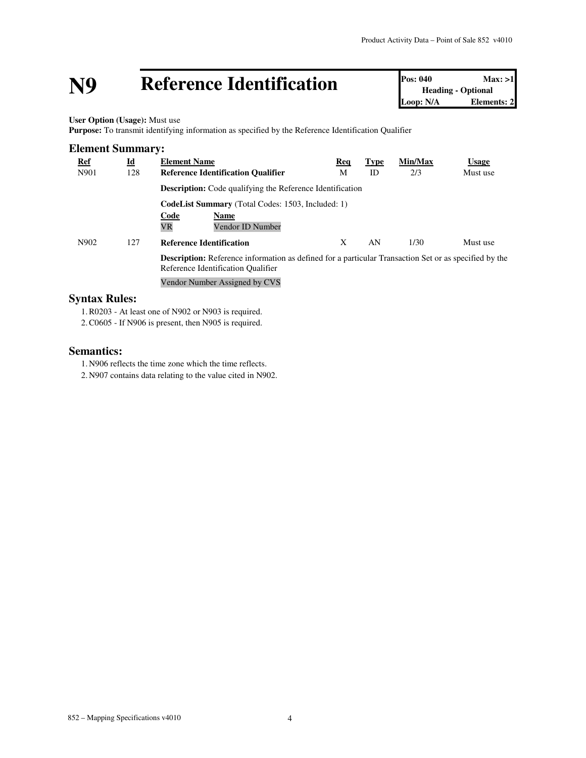# N9 Reference Identification

| Pos: 040 | Max: >1 |
| --- | --- |
| Heading - Optional | |
| Loop: N/A | Elements: 2 |

**User Option (Usage):** Must use
**Purpose:** To transmit identifying information as specified by the Reference Identification Qualifier

## Element Summary:

| Ref | Id | Element Name | Req | Type | Min/Max | Usage |
| --- | --- | --- | --- | --- | --- | --- |
| N901 | 128 | **Reference Identification Qualifier** | M | ID | 2/3 | Must use |
| | | **Description:** Code qualifying the Reference Identification | | | | |
| | | **CodeList Summary** (Total Codes: 1503, Included: 1) | | | | |
| | | **Code** / **Name** | | | | |
| | | VR / Vendor ID Number | | | | |
| N902 | 127 | **Reference Identification** | X | AN | 1/30 | Must use |
| | | **Description:** Reference information as defined for a particular Transaction Set or as specified by the Reference Identification Qualifier | | | | |
| | | Vendor Number Assigned by CVS | | | | |

## Syntax Rules:

1. R0203 - At least one of N902 or N903 is required.
2. C0605 - If N906 is present, then N905 is required.

## Semantics:

1. N906 reflects the time zone which the time reflects.
2. N907 contains data relating to the value cited in N902.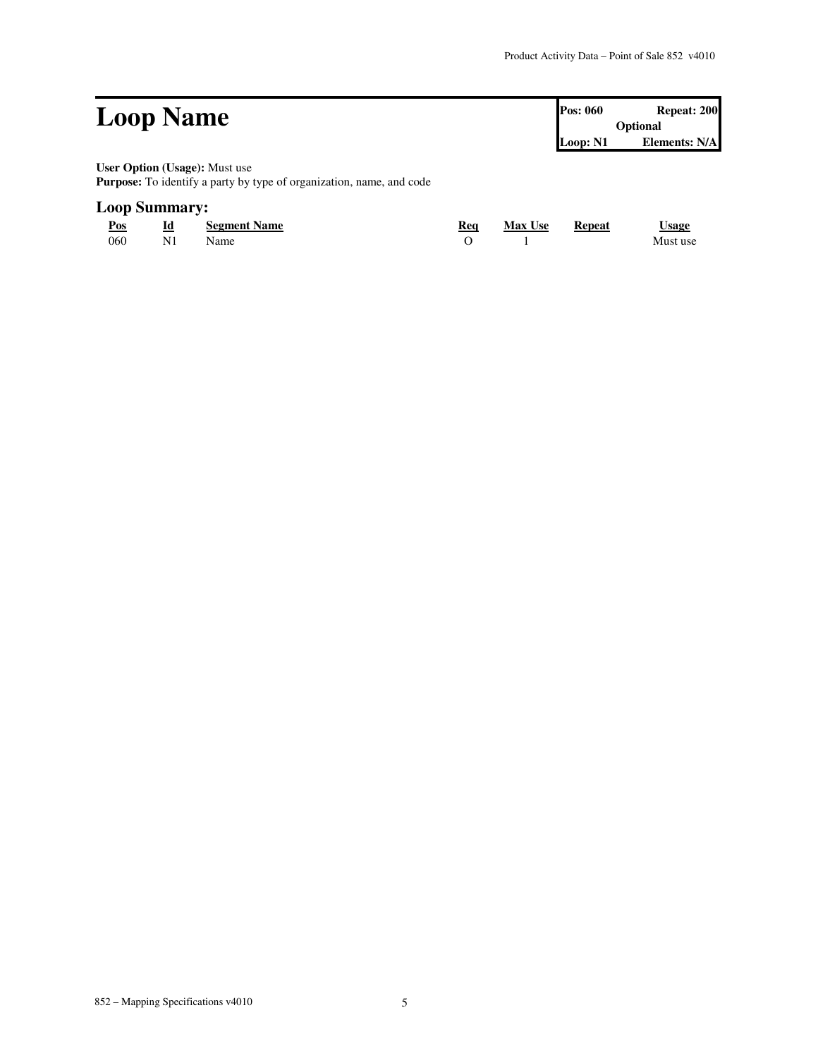# Loop Name

| Pos: 060 | Repeat: 200 |
|---|---|
| | Optional |
| Loop: N1 | Elements: N/A |

**User Option (Usage):** Must use
**Purpose:** To identify a party by type of organization, name, and code

## Loop Summary:

| Pos | Id | Segment Name | Req | Max Use | Repeat | Usage |
|---|---|---|---|---|---|---|
| 060 | N1 | Name | O | 1 | | Must use |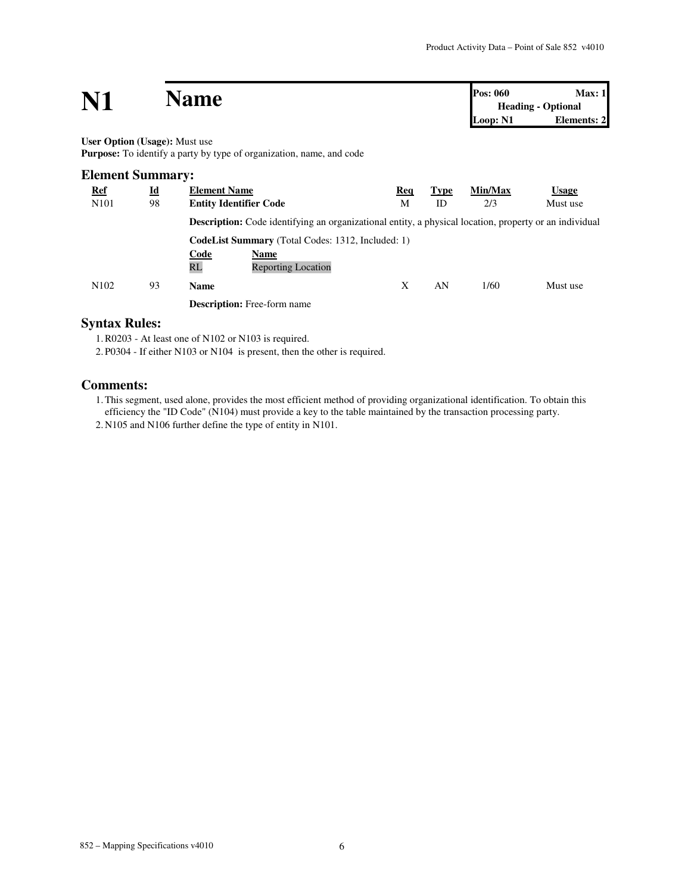# N1 Name

| Pos: 060 | Max: 1 |
|---|---|
| Heading - Optional | |
| Loop: N1 | Elements: 2 |

**User Option (Usage):** Must use
**Purpose:** To identify a party by type of organization, name, and code

## Element Summary:

| Ref | Id | Element Name | Req | Type | Min/Max | Usage |
|---|---|---|---|---|---|---|
| N101 | 98 | **Entity Identifier Code** | M | ID | 2/3 | Must use |
| | | **Description:** Code identifying an organizational entity, a physical location, property or an individual | | | | |
| | | **CodeList Summary** (Total Codes: 1312, Included: 1) | | | | |
| | | **Code** / **Name** | | | | |
| | | RL / Reporting Location | | | | |
| N102 | 93 | **Name** | X | AN | 1/60 | Must use |
| | | **Description:** Free-form name | | | | |

## Syntax Rules:

1. R0203 - At least one of N102 or N103 is required.
2. P0304 - If either N103 or N104 is present, then the other is required.

## Comments:

1. This segment, used alone, provides the most efficient method of providing organizational identification. To obtain this efficiency the "ID Code" (N104) must provide a key to the table maintained by the transaction processing party.
2. N105 and N106 further define the type of entity in N101.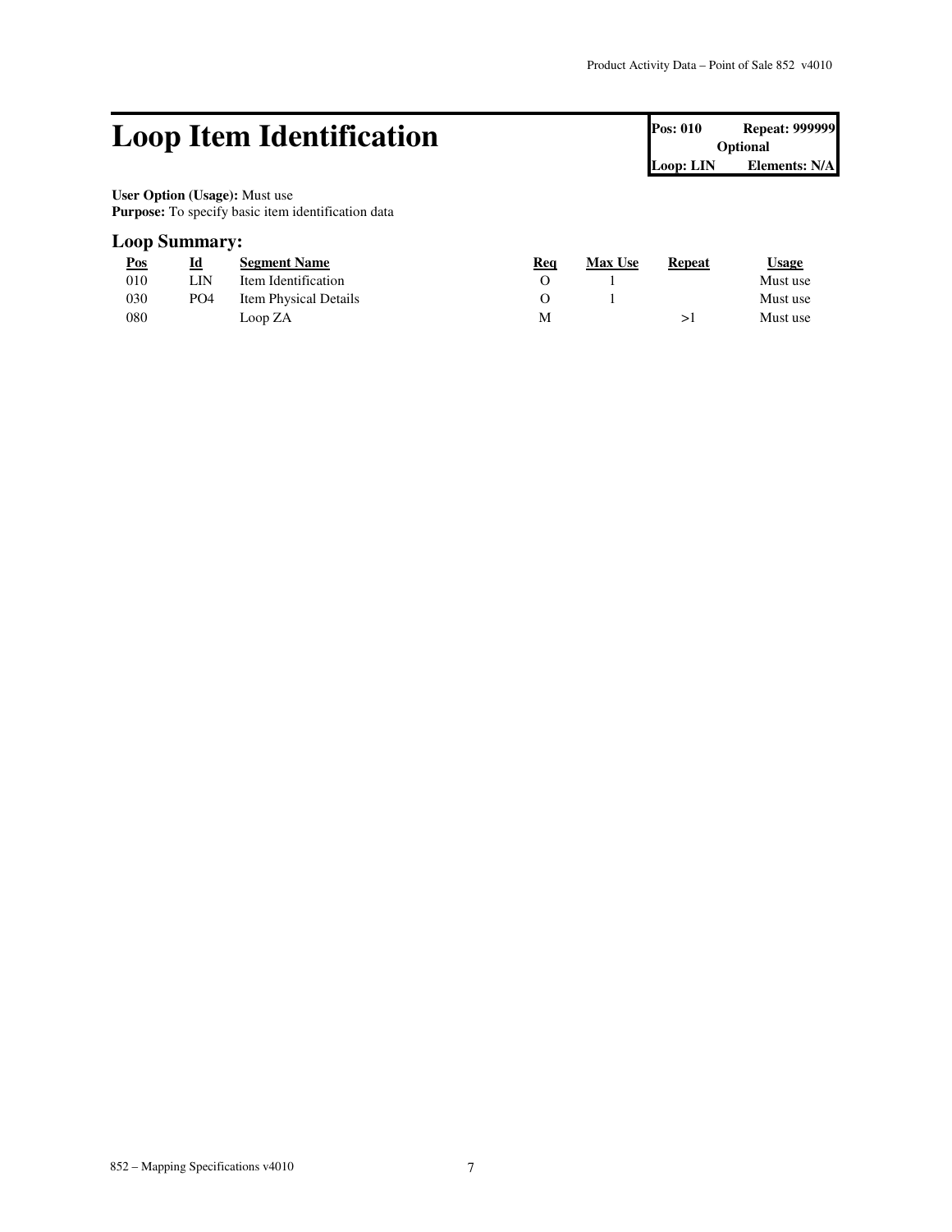# Loop Item Identification

| Pos: 010 | Repeat: 999999 |
| --- | --- |
| Optional | |
| Loop: LIN | Elements: N/A |

**User Option (Usage):** Must use
**Purpose:** To specify basic item identification data

## Loop Summary:

| Pos | Id | Segment Name | Req | Max Use | Repeat | Usage |
| --- | --- | --- | --- | --- | --- | --- |
| 010 | LIN | Item Identification | O | 1 | | Must use |
| 030 | PO4 | Item Physical Details | O | 1 | | Must use |
| 080 | | Loop ZA | M | | >1 | Must use |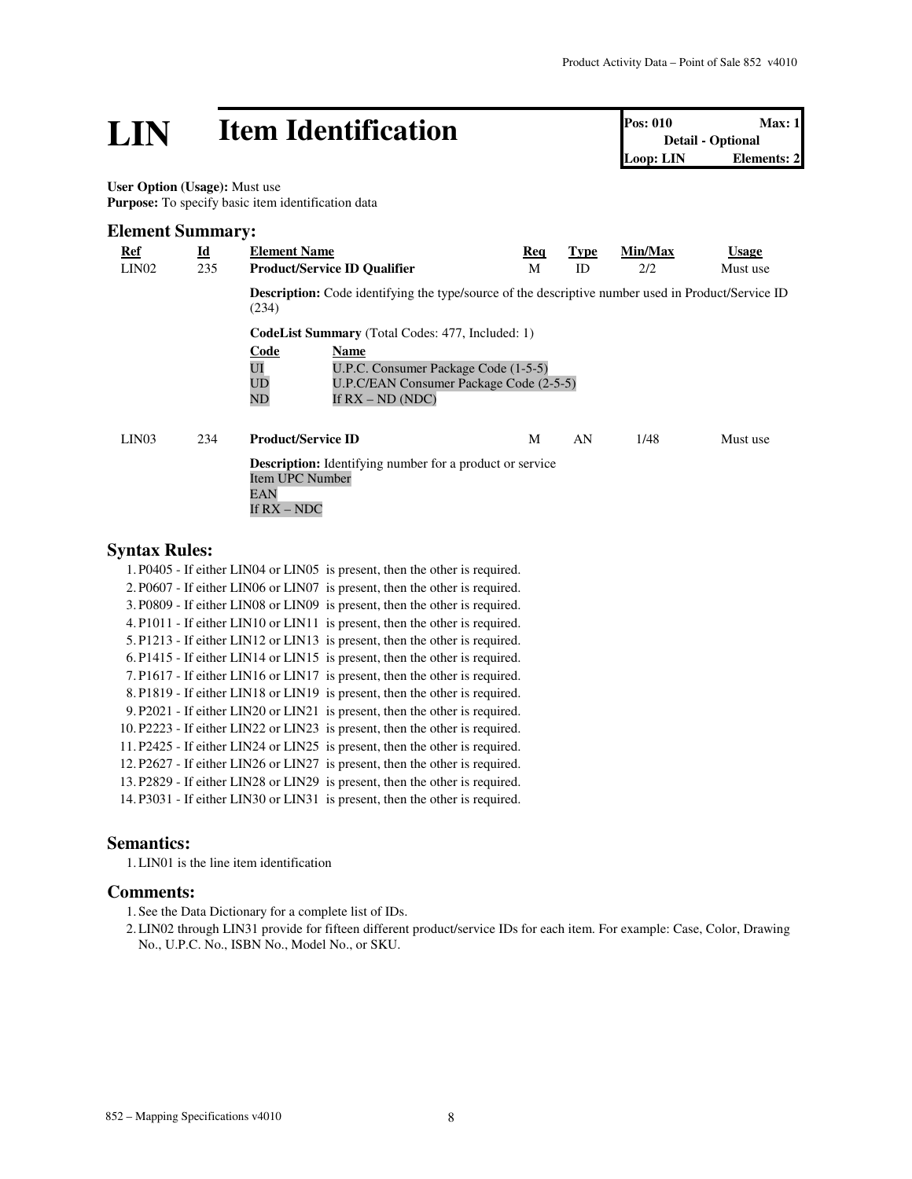# LIN Item Identification

| Pos: 010 | Max: 1 |
|---|---|
| Detail - Optional | |
| Loop: LIN | Elements: 2 |

**User Option (Usage):** Must use
**Purpose:** To specify basic item identification data

## Element Summary:

| Ref | Id | Element Name | Req | Type | Min/Max | Usage |
|---|---|---|---|---|---|---|
| LIN02 | 235 | **Product/Service ID Qualifier** | M | ID | 2/2 | Must use |

**Description:** Code identifying the type/source of the descriptive number used in Product/Service ID (234)

**CodeList Summary** (Total Codes: 477, Included: 1)

| Code | Name |
|---|---|
| UI | U.P.C. Consumer Package Code (1-5-5) |
| UD | U.P.C/EAN Consumer Package Code (2-5-5) |
| ND | If RX – ND (NDC) |

| Ref | Id | Element Name | Req | Type | Min/Max | Usage |
|---|---|---|---|---|---|---|
| LIN03 | 234 | **Product/Service ID** | M | AN | 1/48 | Must use |

**Description:** Identifying number for a product or service
Item UPC Number
EAN
If RX – NDC

## Syntax Rules:

1. P0405 - If either LIN04 or LIN05 is present, then the other is required.
2. P0607 - If either LIN06 or LIN07 is present, then the other is required.
3. P0809 - If either LIN08 or LIN09 is present, then the other is required.
4. P1011 - If either LIN10 or LIN11 is present, then the other is required.
5. P1213 - If either LIN12 or LIN13 is present, then the other is required.
6. P1415 - If either LIN14 or LIN15 is present, then the other is required.
7. P1617 - If either LIN16 or LIN17 is present, then the other is required.
8. P1819 - If either LIN18 or LIN19 is present, then the other is required.
9. P2021 - If either LIN20 or LIN21 is present, then the other is required.
10. P2223 - If either LIN22 or LIN23 is present, then the other is required.
11. P2425 - If either LIN24 or LIN25 is present, then the other is required.
12. P2627 - If either LIN26 or LIN27 is present, then the other is required.
13. P2829 - If either LIN28 or LIN29 is present, then the other is required.
14. P3031 - If either LIN30 or LIN31 is present, then the other is required.

## Semantics:

1. LIN01 is the line item identification

## Comments:

1. See the Data Dictionary for a complete list of IDs.
2. LIN02 through LIN31 provide for fifteen different product/service IDs for each item. For example: Case, Color, Drawing No., U.P.C. No., ISBN No., Model No., or SKU.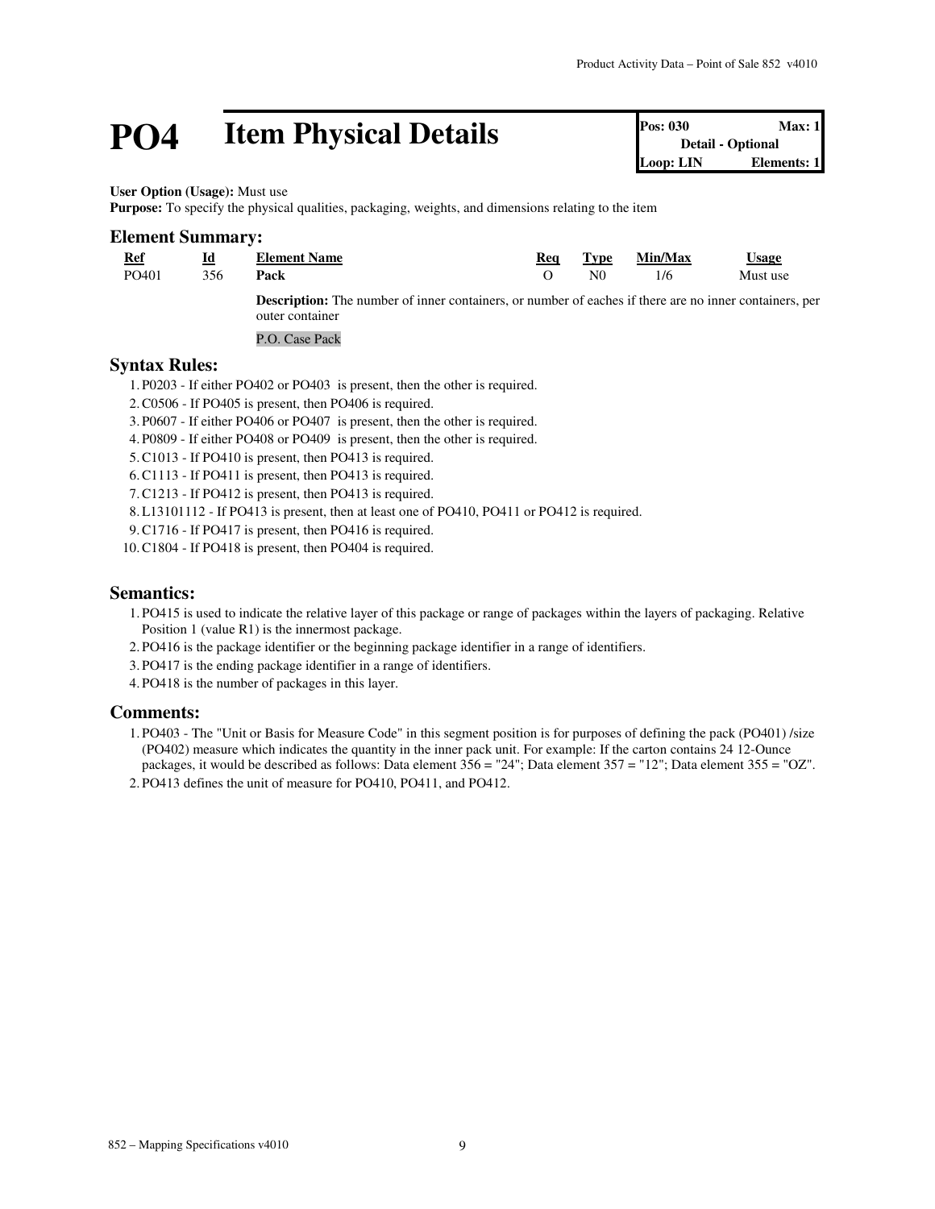# PO4 Item Physical Details

| Pos: 030 | Max: 1 |
|---|---|
| Detail - Optional | |
| Loop: LIN | Elements: 1 |

**User Option (Usage):** Must use
**Purpose:** To specify the physical qualities, packaging, weights, and dimensions relating to the item

## Element Summary:

| Ref | Id | Element Name | Req | Type | Min/Max | Usage |
|---|---|---|---|---|---|---|
| PO401 | 356 | **Pack** | O | N0 | 1/6 | Must use |
| | | **Description:** The number of inner containers, or number of eaches if there are no inner containers, per outer container | | | | |
| | | P.O. Case Pack | | | | |

## Syntax Rules:

1. P0203 - If either PO402 or PO403 is present, then the other is required.
2. C0506 - If PO405 is present, then PO406 is required.
3. P0607 - If either PO406 or PO407 is present, then the other is required.
4. P0809 - If either PO408 or PO409 is present, then the other is required.
5. C1013 - If PO410 is present, then PO413 is required.
6. C1113 - If PO411 is present, then PO413 is required.
7. C1213 - If PO412 is present, then PO413 is required.
8. L13101112 - If PO413 is present, then at least one of PO410, PO411 or PO412 is required.
9. C1716 - If PO417 is present, then PO416 is required.
10. C1804 - If PO418 is present, then PO404 is required.

## Semantics:

1. PO415 is used to indicate the relative layer of this package or range of packages within the layers of packaging. Relative Position 1 (value R1) is the innermost package.
2. PO416 is the package identifier or the beginning package identifier in a range of identifiers.
3. PO417 is the ending package identifier in a range of identifiers.
4. PO418 is the number of packages in this layer.

## Comments:

1. PO403 - The "Unit or Basis for Measure Code" in this segment position is for purposes of defining the pack (PO401) /size (PO402) measure which indicates the quantity in the inner pack unit. For example: If the carton contains 24 12-Ounce packages, it would be described as follows: Data element 356 = "24"; Data element 357 = "12"; Data element 355 = "OZ".
2. PO413 defines the unit of measure for PO410, PO411, and PO412.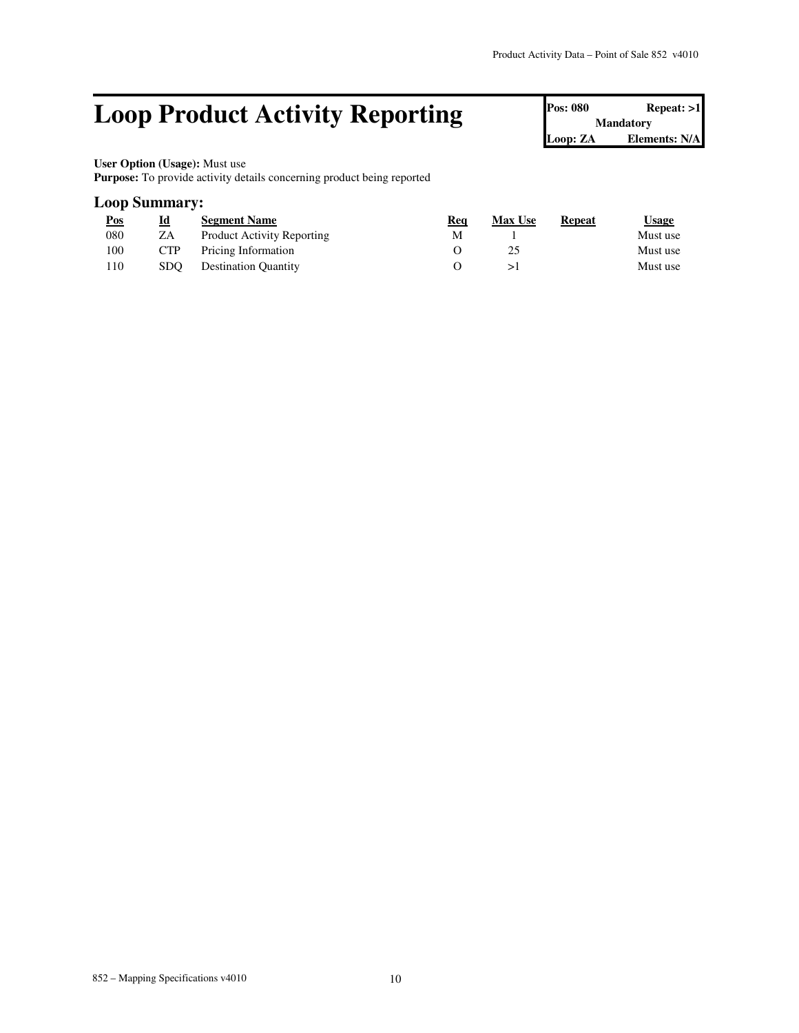# Loop Product Activity Reporting

| Pos: 080 | Repeat: >1 |
|---|---|
| Mandatory | |
| Loop: ZA | Elements: N/A |

**User Option (Usage):** Must use
**Purpose:** To provide activity details concerning product being reported

## Loop Summary:

| Pos | Id | Segment Name | Req | Max Use | Repeat | Usage |
|---|---|---|---|---|---|---|
| 080 | ZA | Product Activity Reporting | M | 1 | | Must use |
| 100 | CTP | Pricing Information | O | 25 | | Must use |
| 110 | SDQ | Destination Quantity | O | >1 | | Must use |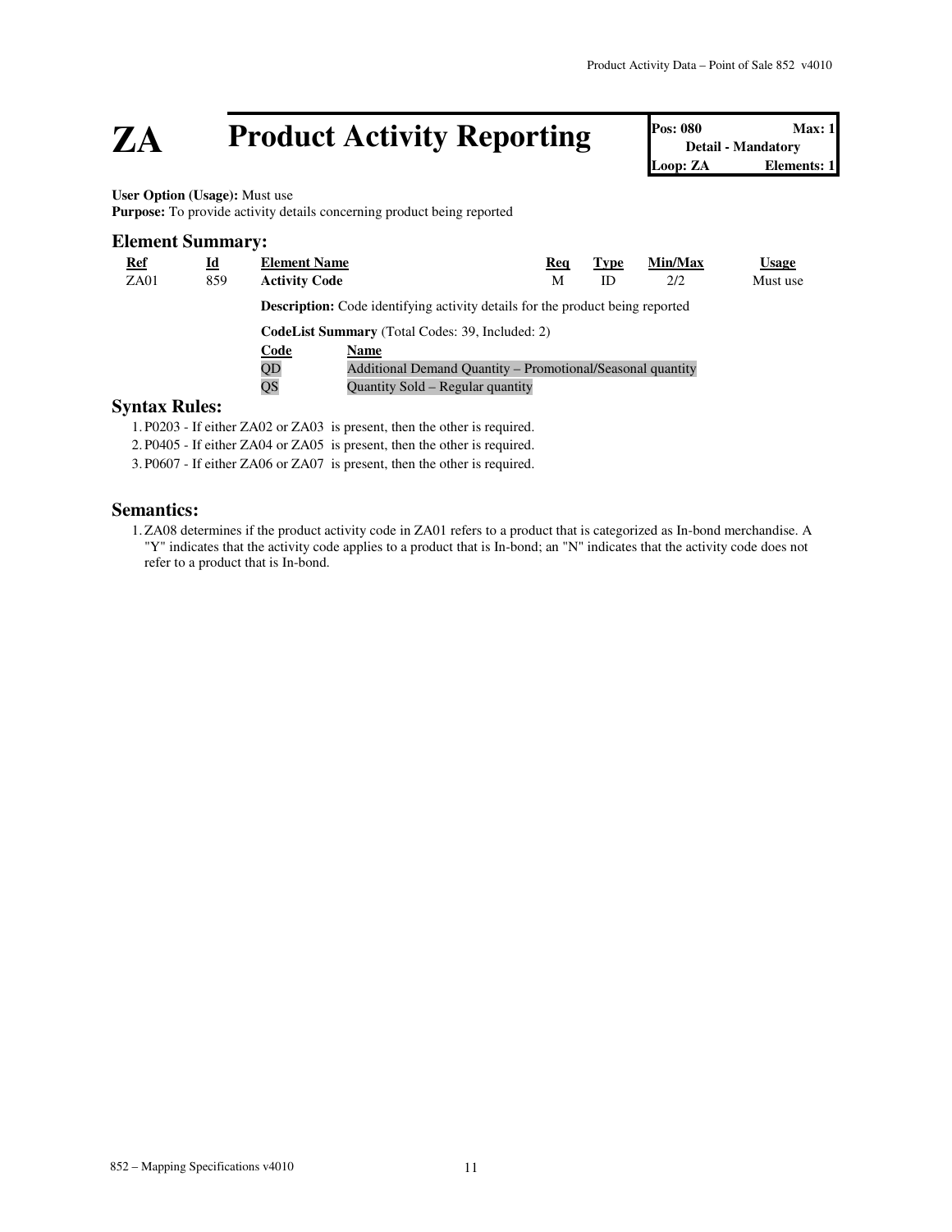# ZA Product Activity Reporting

| Pos: 080 | Max: 1 |
| --- | --- |
| Detail - Mandatory | |
| Loop: ZA | Elements: 1 |

**User Option (Usage):** Must use
**Purpose:** To provide activity details concerning product being reported

## Element Summary:

| Ref | Id | Element Name | Req | Type | Min/Max | Usage |
| --- | --- | --- | --- | --- | --- | --- |
| ZA01 | 859 | **Activity Code** | M | ID | 2/2 | Must use |

**Description:** Code identifying activity details for the product being reported

**CodeList Summary** (Total Codes: 39, Included: 2)

| Code | Name |
| --- | --- |
| QD | Additional Demand Quantity – Promotional/Seasonal quantity |
| QS | Quantity Sold – Regular quantity |

## Syntax Rules:

1. P0203 - If either ZA02 or ZA03 is present, then the other is required.
2. P0405 - If either ZA04 or ZA05 is present, then the other is required.
3. P0607 - If either ZA06 or ZA07 is present, then the other is required.

## Semantics:

1. ZA08 determines if the product activity code in ZA01 refers to a product that is categorized as In-bond merchandise. A "Y" indicates that the activity code applies to a product that is In-bond; an "N" indicates that the activity code does not refer to a product that is In-bond.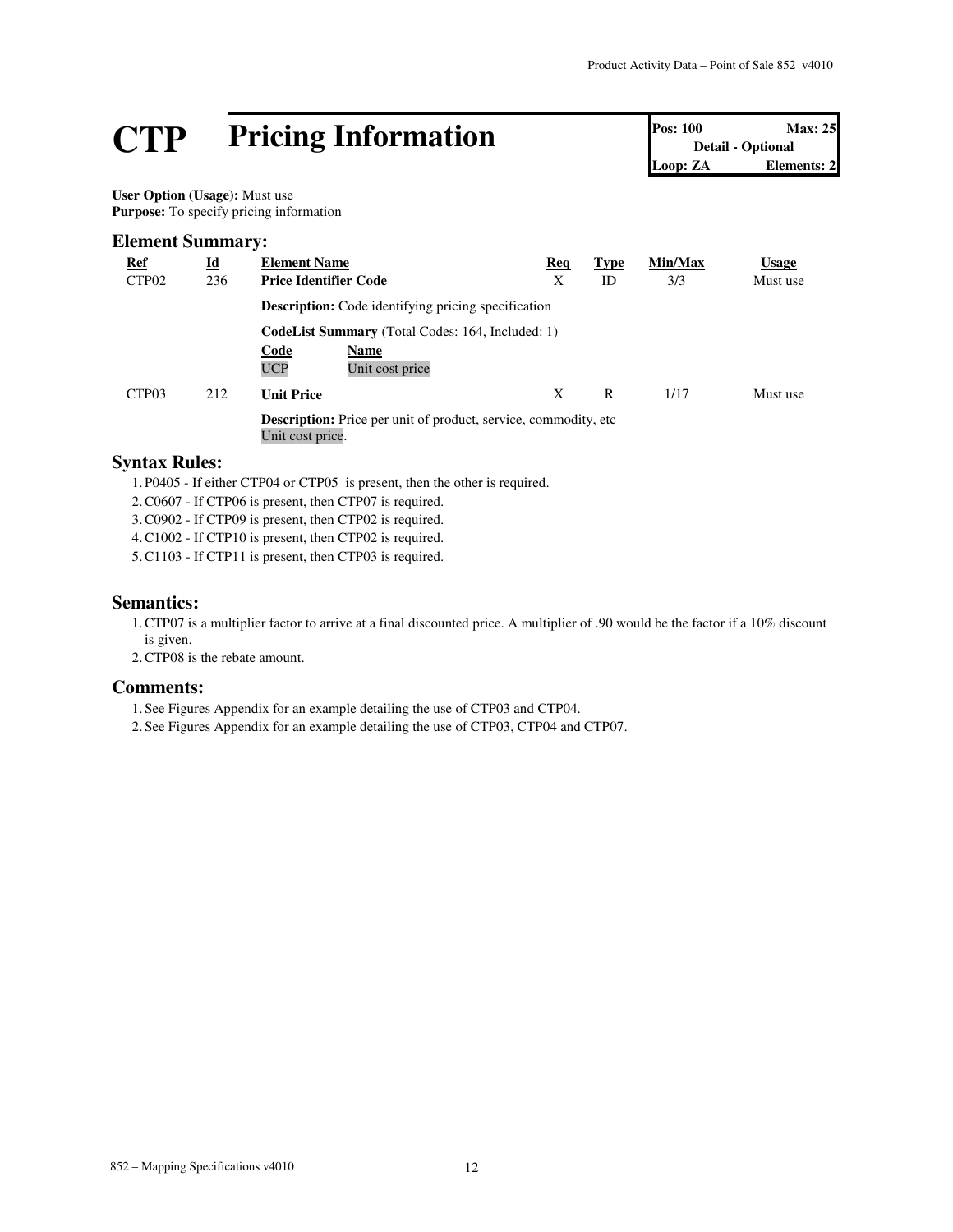# CTP Pricing Information

| Pos: 100 | Max: 25 |
|---|---|
| Detail - Optional | |
| Loop: ZA | Elements: 2 |

**User Option (Usage):** Must use
**Purpose:** To specify pricing information

## Element Summary:

| Ref | Id | Element Name | Req | Type | Min/Max | Usage |
|---|---|---|---|---|---|---|
| CTP02 | 236 | **Price Identifier Code** | X | ID | 3/3 | Must use |
| | | **Description:** Code identifying pricing specification | | | | |
| | | **CodeList Summary** (Total Codes: 164, Included: 1) | | | | |
| | | **Code** / **Name** | | | | |
| | | UCP / Unit cost price | | | | |
| CTP03 | 212 | **Unit Price** | X | R | 1/17 | Must use |
| | | **Description:** Price per unit of product, service, commodity, etc Unit cost price. | | | | |

## Syntax Rules:

1. P0405 - If either CTP04 or CTP05 is present, then the other is required.
2. C0607 - If CTP06 is present, then CTP07 is required.
3. C0902 - If CTP09 is present, then CTP02 is required.
4. C1002 - If CTP10 is present, then CTP02 is required.
5. C1103 - If CTP11 is present, then CTP03 is required.

## Semantics:

1. CTP07 is a multiplier factor to arrive at a final discounted price. A multiplier of .90 would be the factor if a 10% discount is given.
2. CTP08 is the rebate amount.

## Comments:

1. See Figures Appendix for an example detailing the use of CTP03 and CTP04.
2. See Figures Appendix for an example detailing the use of CTP03, CTP04 and CTP07.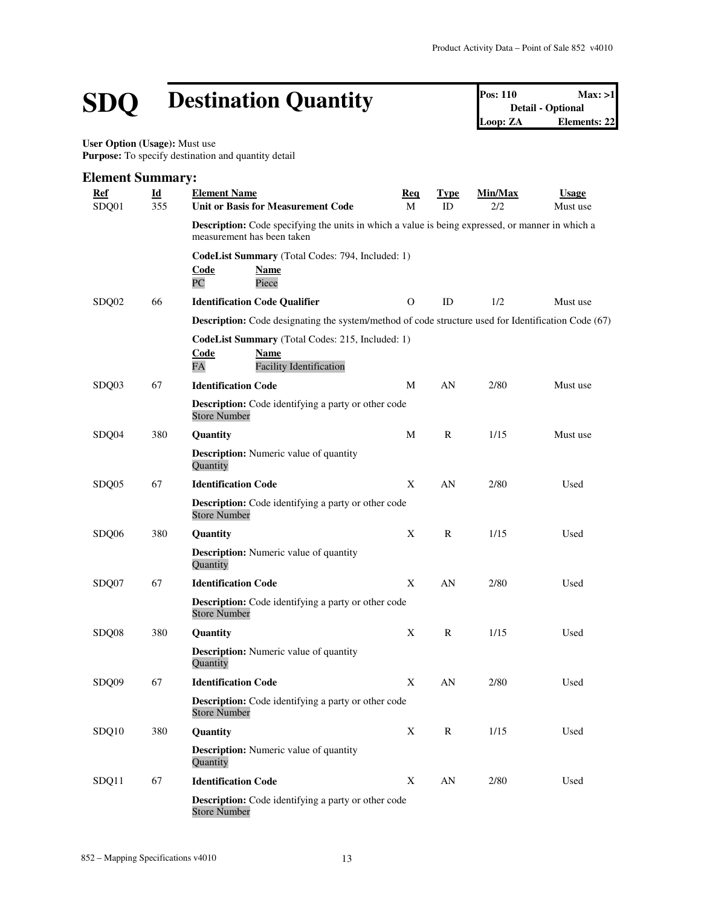# SDQ Destination Quantity

**Pos: 110** **Max: >1**
**Detail - Optional**
**Loop: ZA** **Elements: 22**

**User Option (Usage):** Must use
**Purpose:** To specify destination and quantity detail

## Element Summary:

| Ref | Id | Element Name | Req | Type | Min/Max | Usage |
|---|---|---|---|---|---|---|
| SDQ01 | 355 | **Unit or Basis for Measurement Code** | M | ID | 2/2 | Must use |
| | | **Description:** Code specifying the units in which a value is being expressed, or manner in which a measurement has been taken | | | | |
| | | **CodeList Summary** (Total Codes: 794, Included: 1)<br>**Code** **Name**<br>PC Piece | | | | |
| SDQ02 | 66 | **Identification Code Qualifier** | O | ID | 1/2 | Must use |
| | | **Description:** Code designating the system/method of code structure used for Identification Code (67) | | | | |
| | | **CodeList Summary** (Total Codes: 215, Included: 1)<br>**Code** **Name**<br>FA Facility Identification | | | | |
| SDQ03 | 67 | **Identification Code** | M | AN | 2/80 | Must use |
| | | **Description:** Code identifying a party or other code<br>Store Number | | | | |
| SDQ04 | 380 | **Quantity** | M | R | 1/15 | Must use |
| | | **Description:** Numeric value of quantity<br>Quantity | | | | |
| SDQ05 | 67 | **Identification Code** | X | AN | 2/80 | Used |
| | | **Description:** Code identifying a party or other code<br>Store Number | | | | |
| SDQ06 | 380 | **Quantity** | X | R | 1/15 | Used |
| | | **Description:** Numeric value of quantity<br>Quantity | | | | |
| SDQ07 | 67 | **Identification Code** | X | AN | 2/80 | Used |
| | | **Description:** Code identifying a party or other code<br>Store Number | | | | |
| SDQ08 | 380 | **Quantity** | X | R | 1/15 | Used |
| | | **Description:** Numeric value of quantity<br>Quantity | | | | |
| SDQ09 | 67 | **Identification Code** | X | AN | 2/80 | Used |
| | | **Description:** Code identifying a party or other code<br>Store Number | | | | |
| SDQ10 | 380 | **Quantity** | X | R | 1/15 | Used |
| | | **Description:** Numeric value of quantity<br>Quantity | | | | |
| SDQ11 | 67 | **Identification Code** | X | AN | 2/80 | Used |
| | | **Description:** Code identifying a party or other code<br>Store Number | | | | |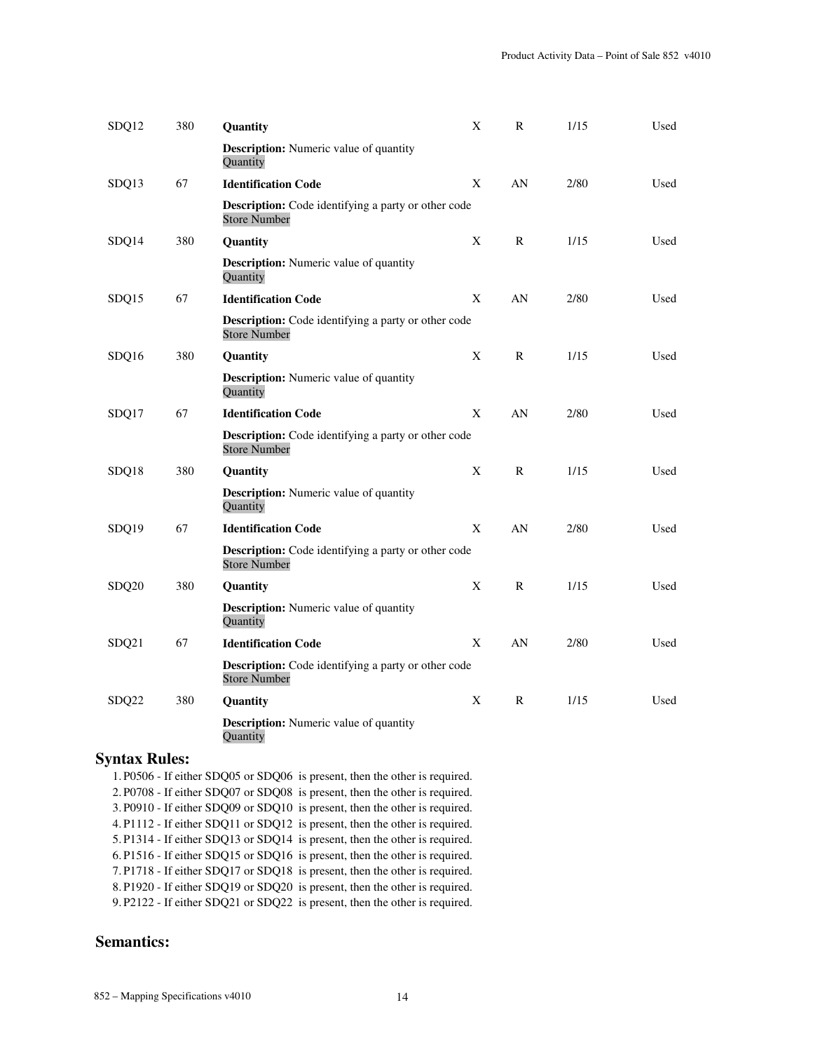| | | | | | | |
|---|---|---|---|---|---|---|
| SDQ12 | 380 | **Quantity** | X | R | 1/15 | Used |
| | | **Description:** Numeric value of quantity<br>Quantity | | | | |
| SDQ13 | 67 | **Identification Code** | X | AN | 2/80 | Used |
| | | **Description:** Code identifying a party or other code<br>Store Number | | | | |
| SDQ14 | 380 | **Quantity** | X | R | 1/15 | Used |
| | | **Description:** Numeric value of quantity<br>Quantity | | | | |
| SDQ15 | 67 | **Identification Code** | X | AN | 2/80 | Used |
| | | **Description:** Code identifying a party or other code<br>Store Number | | | | |
| SDQ16 | 380 | **Quantity** | X | R | 1/15 | Used |
| | | **Description:** Numeric value of quantity<br>Quantity | | | | |
| SDQ17 | 67 | **Identification Code** | X | AN | 2/80 | Used |
| | | **Description:** Code identifying a party or other code<br>Store Number | | | | |
| SDQ18 | 380 | **Quantity** | X | R | 1/15 | Used |
| | | **Description:** Numeric value of quantity<br>Quantity | | | | |
| SDQ19 | 67 | **Identification Code** | X | AN | 2/80 | Used |
| | | **Description:** Code identifying a party or other code<br>Store Number | | | | |
| SDQ20 | 380 | **Quantity** | X | R | 1/15 | Used |
| | | **Description:** Numeric value of quantity<br>Quantity | | | | |
| SDQ21 | 67 | **Identification Code** | X | AN | 2/80 | Used |
| | | **Description:** Code identifying a party or other code<br>Store Number | | | | |
| SDQ22 | 380 | **Quantity** | X | R | 1/15 | Used |
| | | **Description:** Numeric value of quantity<br>Quantity | | | | |

## Syntax Rules:

1. P0506 - If either SDQ05 or SDQ06 is present, then the other is required.
2. P0708 - If either SDQ07 or SDQ08 is present, then the other is required.
3. P0910 - If either SDQ09 or SDQ10 is present, then the other is required.
4. P1112 - If either SDQ11 or SDQ12 is present, then the other is required.
5. P1314 - If either SDQ13 or SDQ14 is present, then the other is required.
6. P1516 - If either SDQ15 or SDQ16 is present, then the other is required.
7. P1718 - If either SDQ17 or SDQ18 is present, then the other is required.
8. P1920 - If either SDQ19 or SDQ20 is present, then the other is required.
9. P2122 - If either SDQ21 or SDQ22 is present, then the other is required.

## Semantics: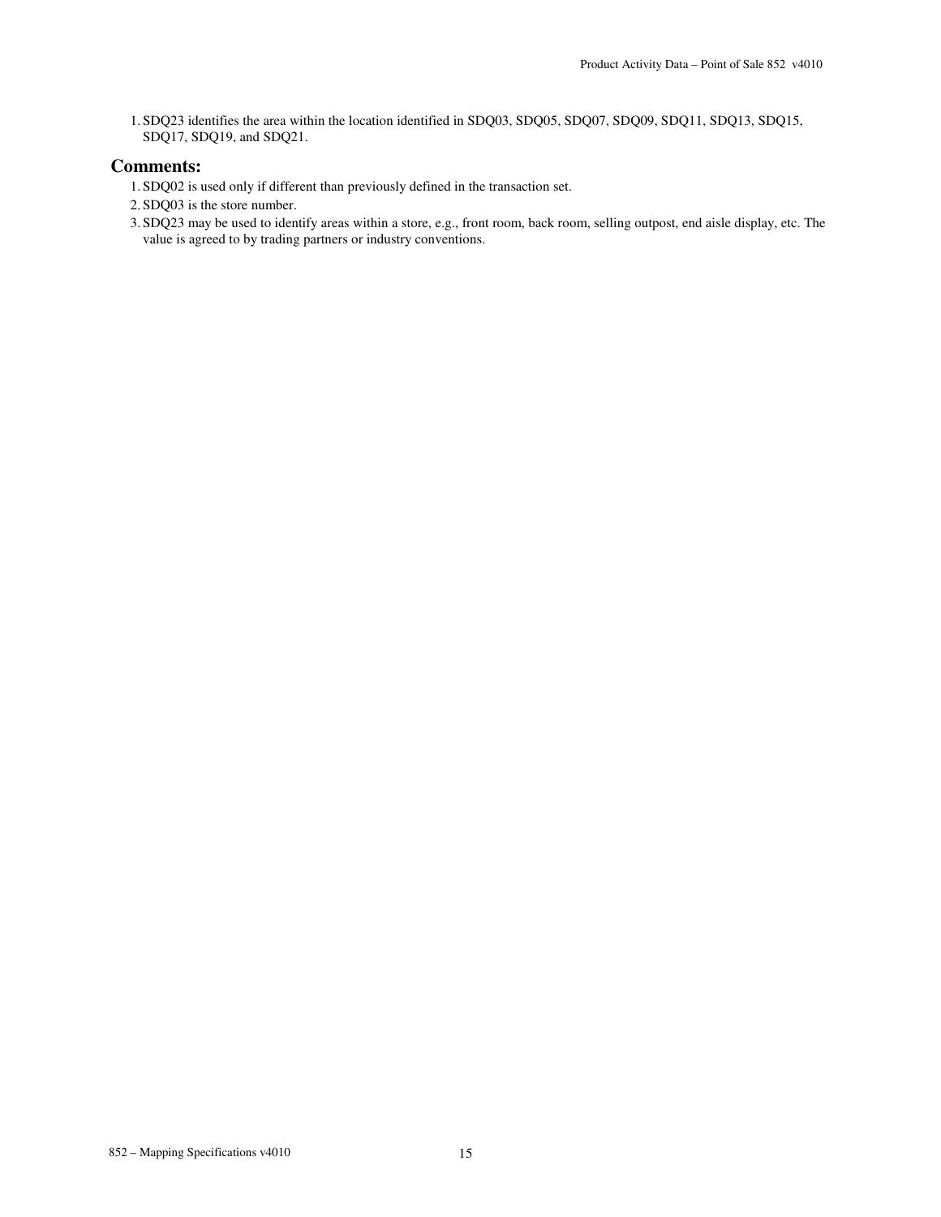1. SDQ23 identifies the area within the location identified in SDQ03, SDQ05, SDQ07, SDQ09, SDQ11, SDQ13, SDQ15, SDQ17, SDQ19, and SDQ21.

## Comments:

1. SDQ02 is used only if different than previously defined in the transaction set.
2. SDQ03 is the store number.
3. SDQ23 may be used to identify areas within a store, e.g., front room, back room, selling outpost, end aisle display, etc. The value is agreed to by trading partners or industry conventions.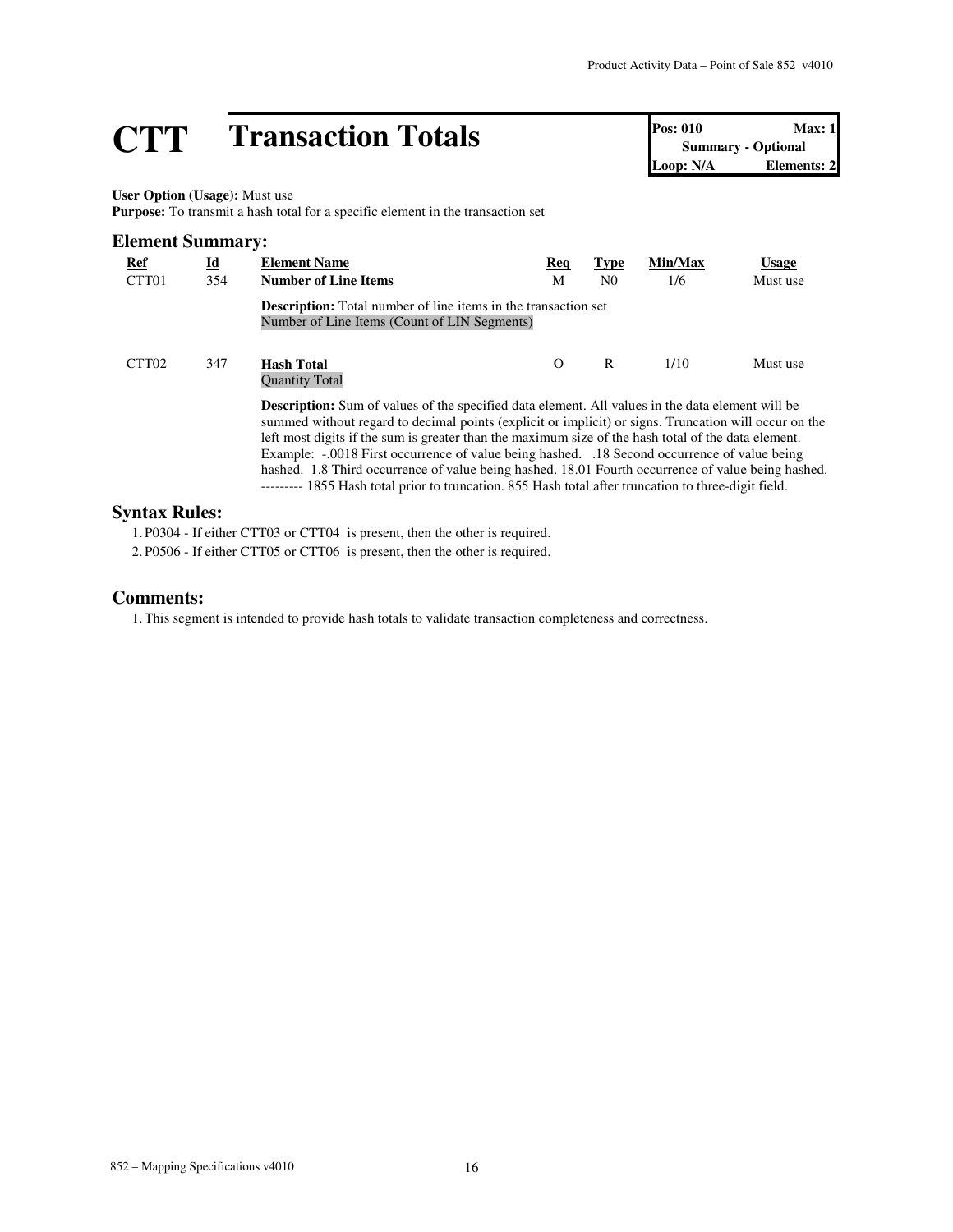# CTT Transaction Totals

| Pos: 010 | Max: 1 |
|---|---|
| Summary - Optional | |
| Loop: N/A | Elements: 2 |

**User Option (Usage):** Must use
**Purpose:** To transmit a hash total for a specific element in the transaction set

## Element Summary:

| Ref | Id | Element Name | Req | Type | Min/Max | Usage |
|---|---|---|---|---|---|---|
| CTT01 | 354 | **Number of Line Items** | M | N0 | 1/6 | Must use |
| | | **Description:** Total number of line items in the transaction set<br>Number of Line Items (Count of LIN Segments) | | | | |
| CTT02 | 347 | **Hash Total**<br>Quantity Total | O | R | 1/10 | Must use |
| | | **Description:** Sum of values of the specified data element. All values in the data element will be summed without regard to decimal points (explicit or implicit) or signs. Truncation will occur on the left most digits if the sum is greater than the maximum size of the hash total of the data element. Example: -.0018 First occurrence of value being hashed. .18 Second occurrence of value being hashed. 1.8 Third occurrence of value being hashed. 18.01 Fourth occurrence of value being hashed. --------- 1855 Hash total prior to truncation. 855 Hash total after truncation to three-digit field. | | | | |

## Syntax Rules:

1. P0304 - If either CTT03 or CTT04 is present, then the other is required.
2. P0506 - If either CTT05 or CTT06 is present, then the other is required.

## Comments:

1. This segment is intended to provide hash totals to validate transaction completeness and correctness.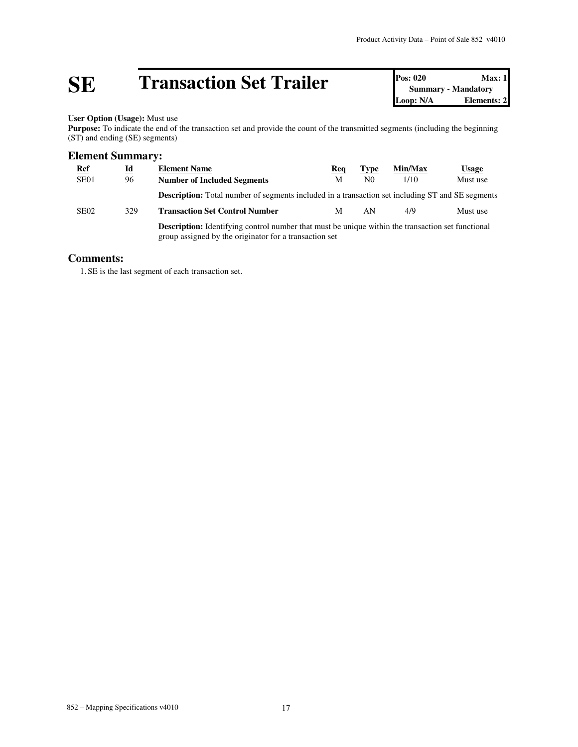# SE Transaction Set Trailer

| Pos: 020 | Max: 1 |
| --- | --- |
| Summary - Mandatory | |
| Loop: N/A | Elements: 2 |

**User Option (Usage):** Must use
**Purpose:** To indicate the end of the transaction set and provide the count of the transmitted segments (including the beginning (ST) and ending (SE) segments)

## Element Summary:

| Ref | Id | Element Name | Req | Type | Min/Max | Usage |
| --- | --- | --- | --- | --- | --- | --- |
| SE01 | 96 | **Number of Included Segments** | M | N0 | 1/10 | Must use |
| | | **Description:** Total number of segments included in a transaction set including ST and SE segments | | | | |
| SE02 | 329 | **Transaction Set Control Number** | M | AN | 4/9 | Must use |
| | | **Description:** Identifying control number that must be unique within the transaction set functional group assigned by the originator for a transaction set | | | | |

## Comments:

1. SE is the last segment of each transaction set.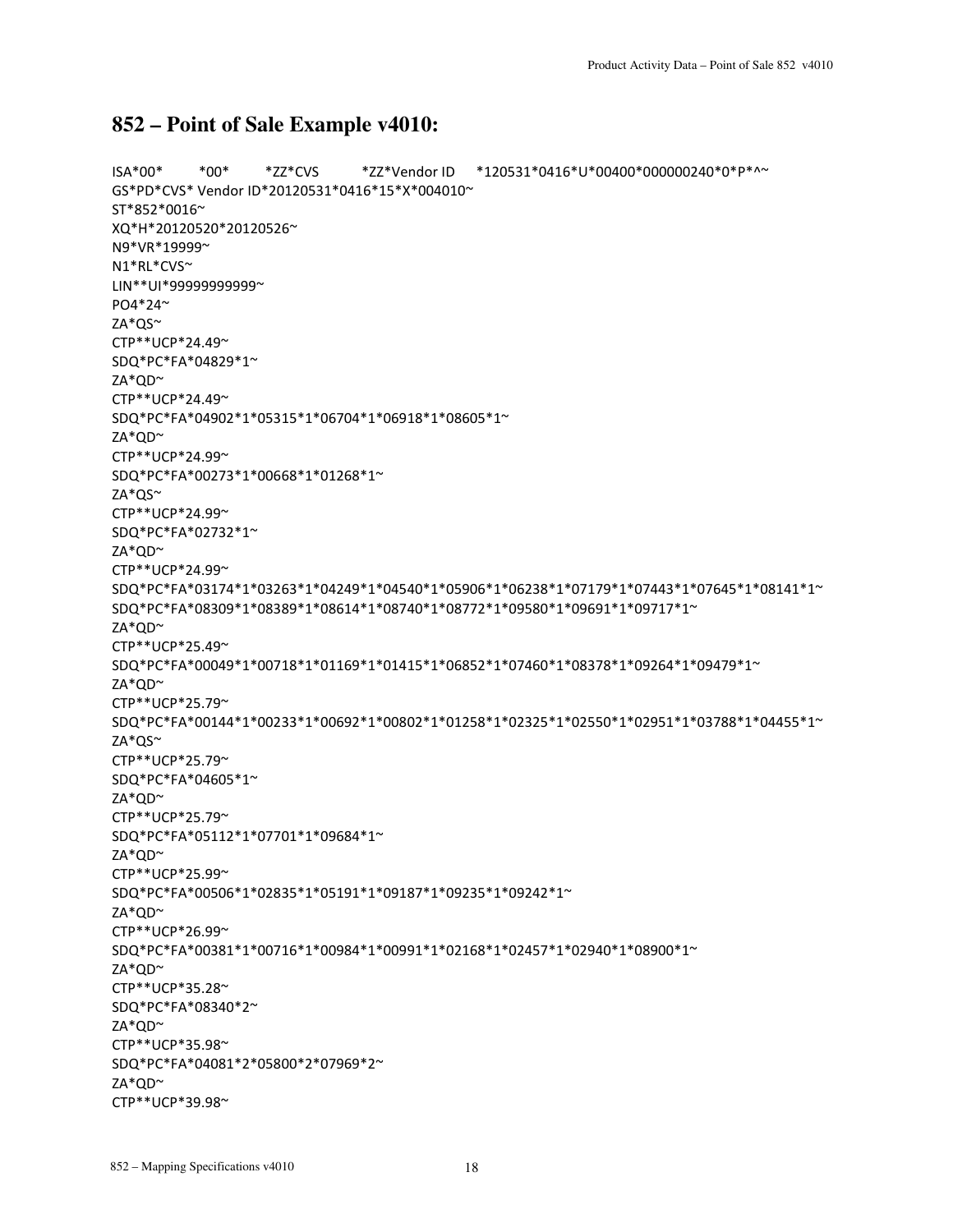## 852 – Point of Sale Example v4010:

```
ISA*00*          *00*          *ZZ*CVS           *ZZ*Vendor ID      *120531*0416*U*00400*000000240*0*P*^~
GS*PD*CVS* Vendor ID*20120531*0416*15*X*004010~
ST*852*0016~
XQ*H*20120520*20120526~
N9*VR*19999~
N1*RL*CVS~
LIN**UI*99999999999~
PO4*24~
ZA*QS~
CTP**UCP*24.49~
SDQ*PC*FA*04829*1~
ZA*QD~
CTP**UCP*24.49~
SDQ*PC*FA*04902*1*05315*1*06704*1*06918*1*08605*1~
ZA*QD~
CTP**UCP*24.99~
SDQ*PC*FA*00273*1*00668*1*01268*1~
ZA*QS~
CTP**UCP*24.99~
SDQ*PC*FA*02732*1~
ZA*QD~
CTP**UCP*24.99~
SDQ*PC*FA*03174*1*03263*1*04249*1*04540*1*05906*1*06238*1*07179*1*07443*1*07645*1*08141*1~
SDQ*PC*FA*08309*1*08389*1*08614*1*08740*1*08772*1*09580*1*09691*1*09717*1~
ZA*QD~
CTP**UCP*25.49~
SDQ*PC*FA*00049*1*00718*1*01169*1*01415*1*06852*1*07460*1*08378*1*09264*1*09479*1~
ZA*QD~
CTP**UCP*25.79~
SDQ*PC*FA*00144*1*00233*1*00692*1*00802*1*01258*1*02325*1*02550*1*02951*1*03788*1*04455*1~
ZA*QS~
CTP**UCP*25.79~
SDQ*PC*FA*04605*1~
ZA*QD~
CTP**UCP*25.79~
SDQ*PC*FA*05112*1*07701*1*09684*1~
ZA*QD~
CTP**UCP*25.99~
SDQ*PC*FA*00506*1*02835*1*05191*1*09187*1*09235*1*09242*1~
ZA*QD~
CTP**UCP*26.99~
SDQ*PC*FA*00381*1*00716*1*00984*1*00991*1*02168*1*02457*1*02940*1*08900*1~
ZA*QD~
CTP**UCP*35.28~
SDQ*PC*FA*08340*2~
ZA*QD~
CTP**UCP*35.98~
SDQ*PC*FA*04081*2*05800*2*07969*2~
ZA*QD~
CTP**UCP*39.98~
```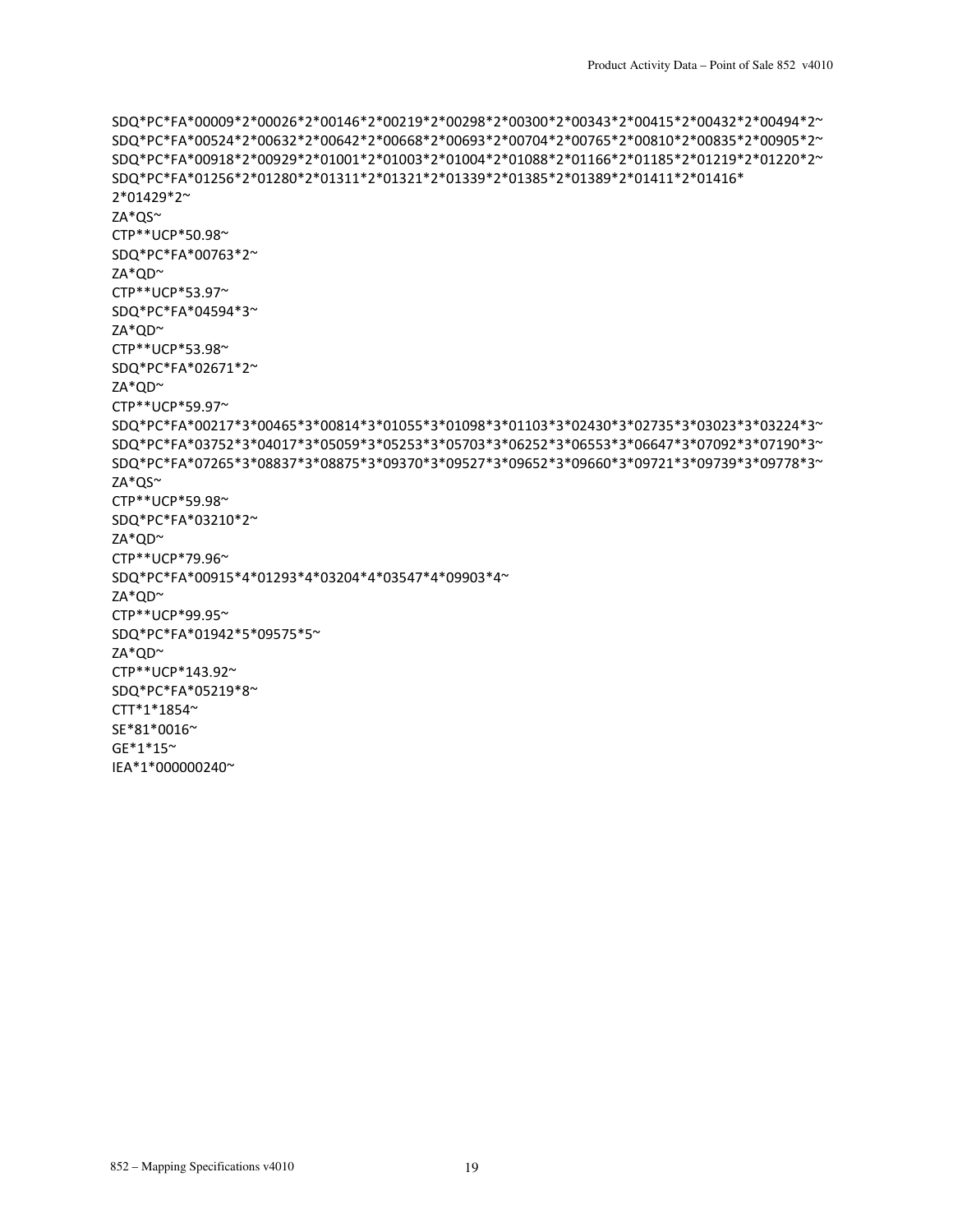```
SDQ*PC*FA*00009*2*00026*2*00146*2*00219*2*00298*2*00300*2*00343*2*00415*2*00432*2*00494*2~
SDQ*PC*FA*00524*2*00632*2*00642*2*00668*2*00693*2*00704*2*00765*2*00810*2*00835*2*00905*2~
SDQ*PC*FA*00918*2*00929*2*01001*2*01003*2*01004*2*01088*2*01166*2*01185*2*01219*2*01220*2~
SDQ*PC*FA*01256*2*01280*2*01311*2*01321*2*01339*2*01385*2*01389*2*01411*2*01416*
2*01429*2~
ZA*QS~
CTP**UCP*50.98~
SDQ*PC*FA*00763*2~
ZA*QD~
CTP**UCP*53.97~
SDQ*PC*FA*04594*3~
ZA*QD~
CTP**UCP*53.98~
SDQ*PC*FA*02671*2~
ZA*QD~
CTP**UCP*59.97~
SDQ*PC*FA*00217*3*00465*3*00814*3*01055*3*01098*3*01103*3*02430*3*02735*3*03023*3*03224*3~
SDQ*PC*FA*03752*3*04017*3*05059*3*05253*3*05703*3*06252*3*06553*3*06647*3*07092*3*07190*3~
SDQ*PC*FA*07265*3*08837*3*08875*3*09370*3*09527*3*09652*3*09660*3*09721*3*09739*3*09778*3~
ZA*QS~
CTP**UCP*59.98~
SDQ*PC*FA*03210*2~
ZA*QD~
CTP**UCP*79.96~
SDQ*PC*FA*00915*4*01293*4*03204*4*03547*4*09903*4~
ZA*QD~
CTP**UCP*99.95~
SDQ*PC*FA*01942*5*09575*5~
ZA*QD~
CTP**UCP*143.92~
SDQ*PC*FA*05219*8~
CTT*1*1854~
SE*81*0016~
GE*1*15~
IEA*1*000000240~
```